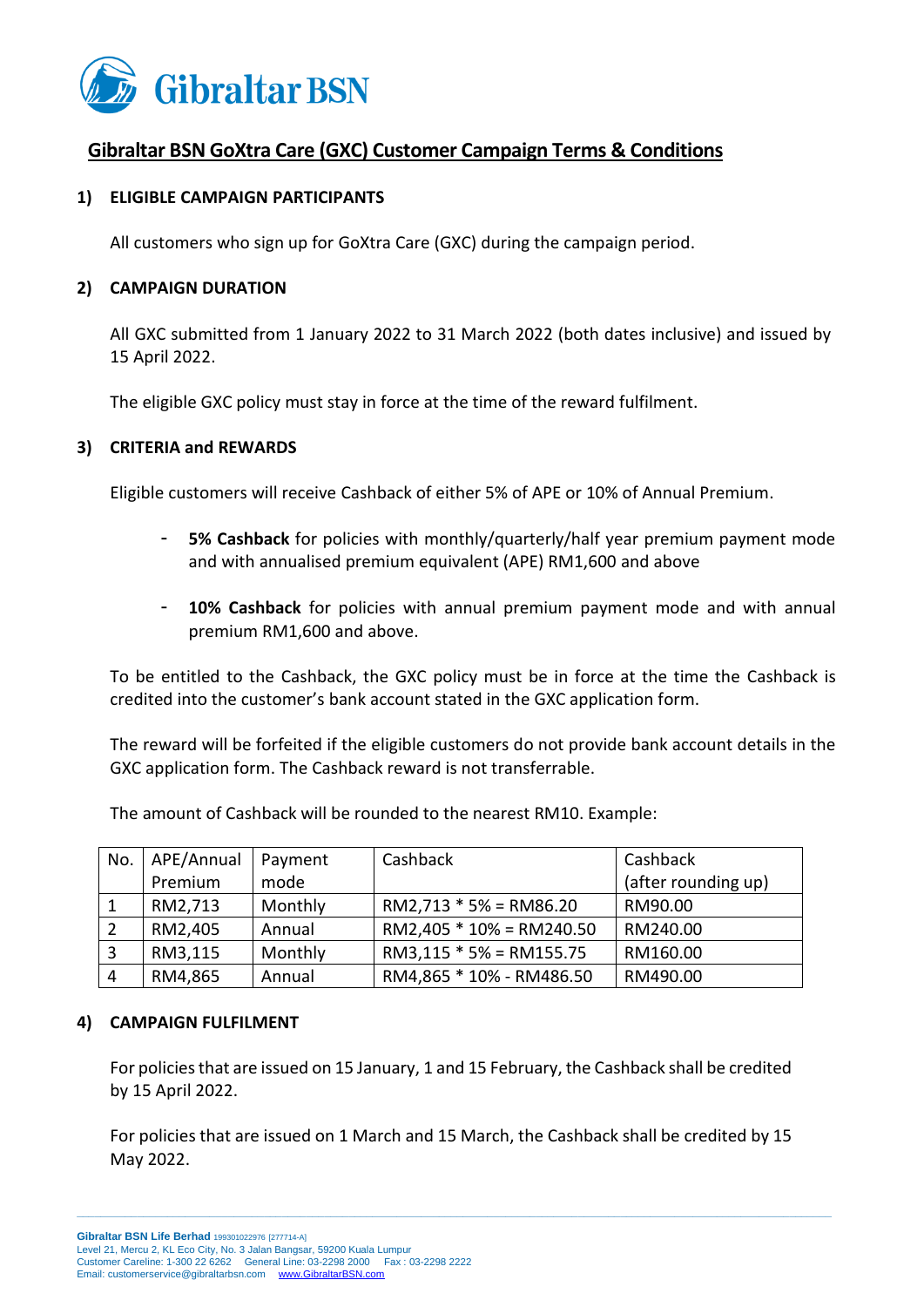# Gibraltar BSN GoXtra Care (GXC) Customer Campaign Terms & Conditions

## 1) ELIGIBLE CAMPAIGN PARTICIPANTS

All customers who sign up for GoXtra Care (GXC) during the campaign period.

## 2) CAMPAIGN DURATION

All GXC submitted from 1 January 2022 to 31 March 2022 (both dates inclusive) and issued by 15 April 2022.

The eligible GXC policy must stay in force at the time of the reward fulfilment.

## 3) CRITERIA and REWARDS

Eligible customers will receive Cashback of either 5% of APE or 10% of Annual Premium.

- **5% Cashback** for policies with monthly/quarterly/half year premium payment mode and with annualised premium equivalent (APE) RM1,600 and above
- **10% Cashback** for policies with annual premium payment mode and with annual premium RM1,600 and above.

To be entitled to the Cashback, the GXC policy must be in force at the time the Cashback is credited into the customer's bank account stated in the GXC application form.

The reward will be forfeited if the eligible customers do not provide bank account details in the GXC application form. The Cashback reward is not transferrable.

The amount of Cashback will be rounded to the nearest RM10. Example:

| No. | APE/Annual Premium | Payment mode | Cashback | Cashback (after rounding up) |
|---|---|---|---|---|
| 1 | RM2,713 | Monthly | RM2,713 * 5% = RM86.20 | RM90.00 |
| 2 | RM2,405 | Annual | RM2,405 * 10% = RM240.50 | RM240.00 |
| 3 | RM3,115 | Monthly | RM3,115 * 5% = RM155.75 | RM160.00 |
| 4 | RM4,865 | Annual | RM4,865 * 10% - RM486.50 | RM490.00 |

## 4) CAMPAIGN FULFILMENT

For policies that are issued on 15 January, 1 and 15 February, the Cashback shall be credited by 15 April 2022.

For policies that are issued on 1 March and 15 March, the Cashback shall be credited by 15 May 2022.

**Gibraltar BSN Life Berhad** 199301022976 [277714-A]
Level 21, Mercu 2, KL Eco City, No. 3 Jalan Bangsar, 59200 Kuala Lumpur
Customer Careline: 1-300 22 6262 General Line: 03-2298 2000 Fax : 03-2298 2222
Email: customerservice@gibraltarbsn.com www.GibraltarBSN.com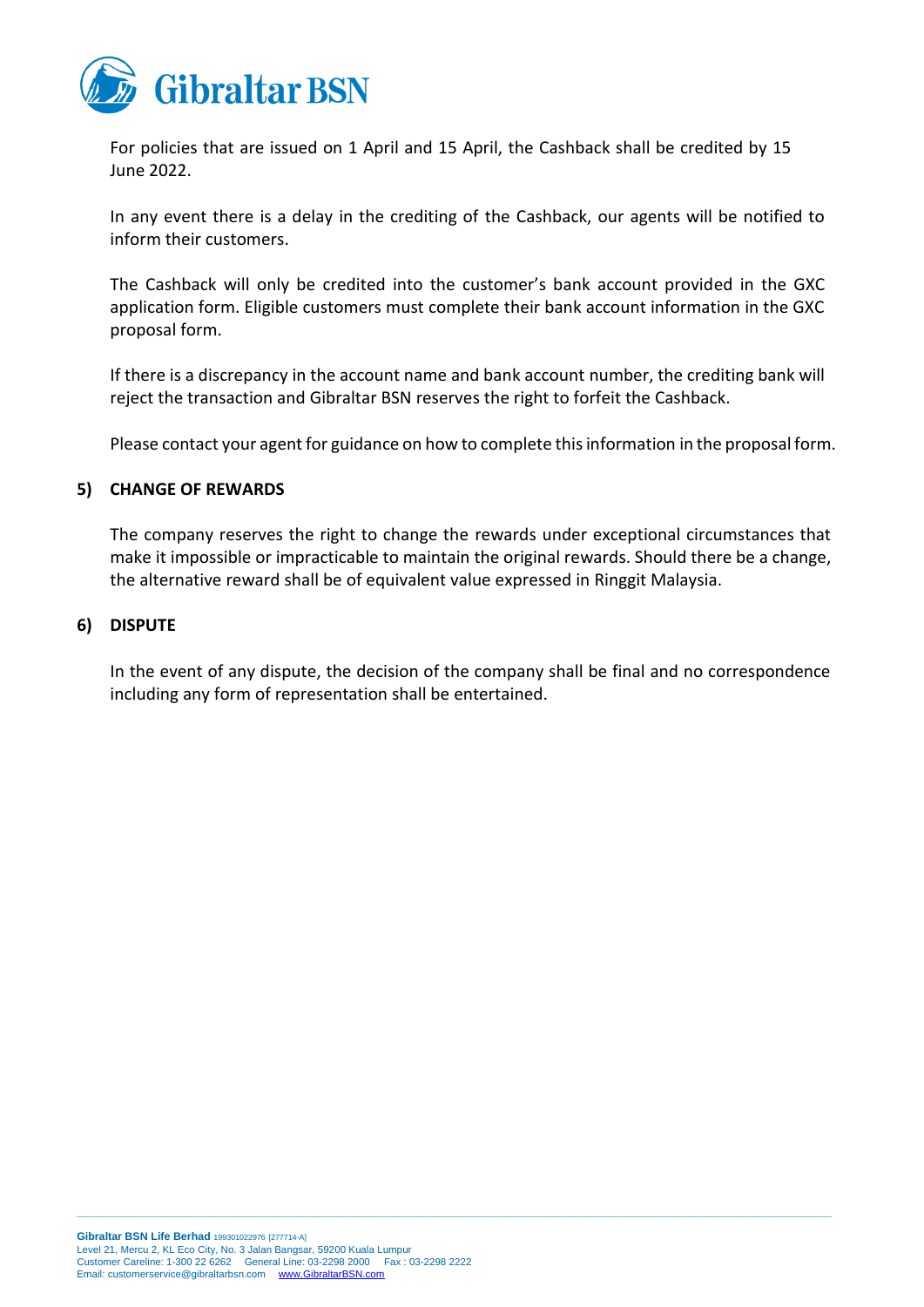For policies that are issued on 1 April and 15 April, the Cashback shall be credited by 15 June 2022.

In any event there is a delay in the crediting of the Cashback, our agents will be notified to inform their customers.

The Cashback will only be credited into the customer's bank account provided in the GXC application form. Eligible customers must complete their bank account information in the GXC proposal form.

If there is a discrepancy in the account name and bank account number, the crediting bank will reject the transaction and Gibraltar BSN reserves the right to forfeit the Cashback.

Please contact your agent for guidance on how to complete this information in the proposal form.

**5) CHANGE OF REWARDS**

The company reserves the right to change the rewards under exceptional circumstances that make it impossible or impracticable to maintain the original rewards. Should there be a change, the alternative reward shall be of equivalent value expressed in Ringgit Malaysia.

**6) DISPUTE**

In the event of any dispute, the decision of the company shall be final and no correspondence including any form of representation shall be entertained.